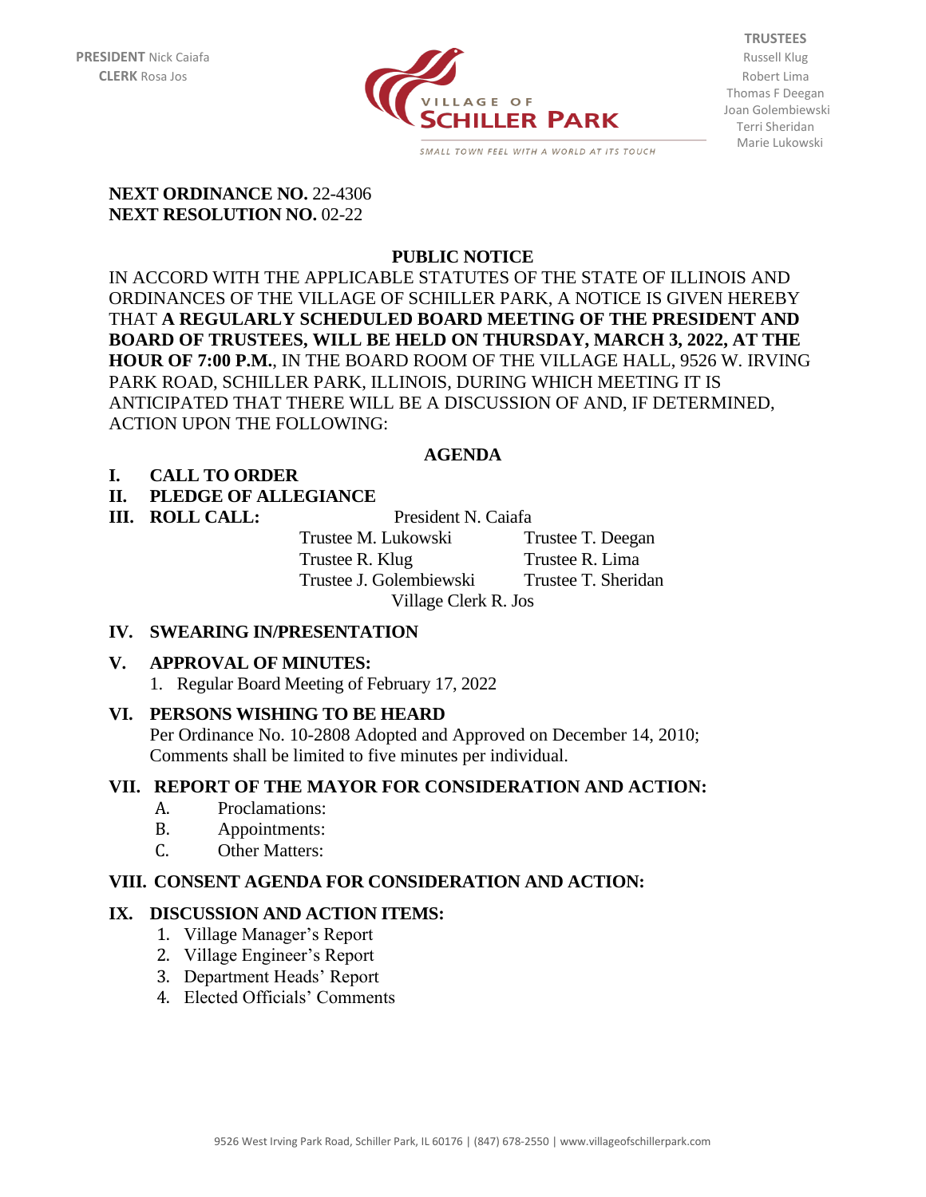**PRESIDENT** Nick Caiafa
**CLERK** Rosa Jos

VILLAGE OF
SCHILLER PARK
SMALL TOWN FEEL WITH A WORLD AT ITS TOUCH

**TRUSTEES**
Russell Klug
Robert Lima
Thomas F Deegan
Joan Golembiewski
Terri Sheridan
Marie Lukowski

**NEXT ORDINANCE NO.** 22-4306
**NEXT RESOLUTION NO.** 02-22

## PUBLIC NOTICE

IN ACCORD WITH THE APPLICABLE STATUTES OF THE STATE OF ILLINOIS AND ORDINANCES OF THE VILLAGE OF SCHILLER PARK, A NOTICE IS GIVEN HEREBY THAT **A REGULARLY SCHEDULED BOARD MEETING OF THE PRESIDENT AND BOARD OF TRUSTEES, WILL BE HELD ON THURSDAY, MARCH 3, 2022, AT THE HOUR OF 7:00 P.M.**, IN THE BOARD ROOM OF THE VILLAGE HALL, 9526 W. IRVING PARK ROAD, SCHILLER PARK, ILLINOIS, DURING WHICH MEETING IT IS ANTICIPATED THAT THERE WILL BE A DISCUSSION OF AND, IF DETERMINED, ACTION UPON THE FOLLOWING:

## AGENDA

**I. CALL TO ORDER**

**II. PLEDGE OF ALLEGIANCE**

**III. ROLL CALL:** President N. Caiafa

Trustee M. Lukowski — Trustee T. Deegan
Trustee R. Klug — Trustee R. Lima
Trustee J. Golembiewski — Trustee T. Sheridan
Village Clerk R. Jos

**IV. SWEARING IN/PRESENTATION**

**V. APPROVAL OF MINUTES:**

1. Regular Board Meeting of February 17, 2022

**VI. PERSONS WISHING TO BE HEARD**

Per Ordinance No. 10-2808 Adopted and Approved on December 14, 2010; Comments shall be limited to five minutes per individual.

**VII. REPORT OF THE MAYOR FOR CONSIDERATION AND ACTION:**

A. Proclamations:
B. Appointments:
C. Other Matters:

**VIII. CONSENT AGENDA FOR CONSIDERATION AND ACTION:**

**IX. DISCUSSION AND ACTION ITEMS:**

1. Village Manager's Report
2. Village Engineer's Report
3. Department Heads' Report
4. Elected Officials' Comments

9526 West Irving Park Road, Schiller Park, IL 60176 | (847) 678-2550 | www.villageofschillerpark.com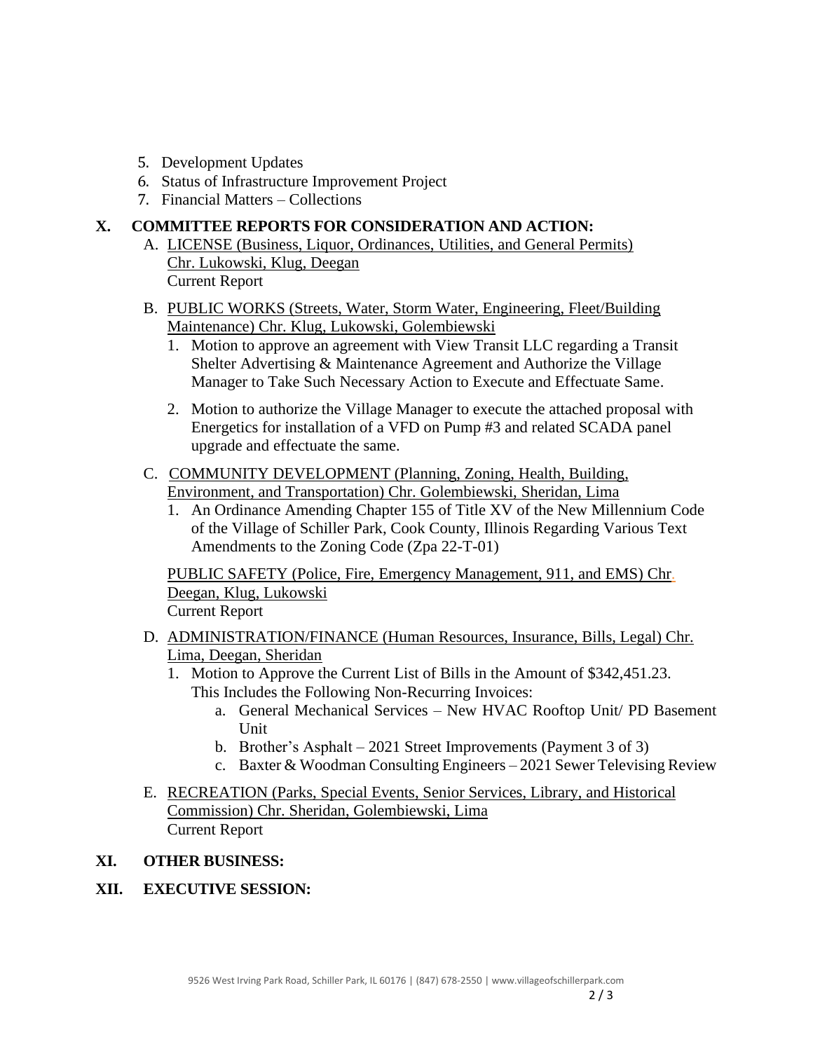5. Development Updates
6. Status of Infrastructure Improvement Project
7. Financial Matters – Collections

## X. COMMITTEE REPORTS FOR CONSIDERATION AND ACTION:

A. LICENSE (Business, Liquor, Ordinances, Utilities, and General Permits) Chr. Lukowski, Klug, Deegan
Current Report

B. PUBLIC WORKS (Streets, Water, Storm Water, Engineering, Fleet/Building Maintenance) Chr. Klug, Lukowski, Golembiewski

1. Motion to approve an agreement with View Transit LLC regarding a Transit Shelter Advertising & Maintenance Agreement and Authorize the Village Manager to Take Such Necessary Action to Execute and Effectuate Same.

2. Motion to authorize the Village Manager to execute the attached proposal with Energetics for installation of a VFD on Pump #3 and related SCADA panel upgrade and effectuate the same.

C. COMMUNITY DEVELOPMENT (Planning, Zoning, Health, Building, Environment, and Transportation) Chr. Golembiewski, Sheridan, Lima

1. An Ordinance Amending Chapter 155 of Title XV of the New Millennium Code of the Village of Schiller Park, Cook County, Illinois Regarding Various Text Amendments to the Zoning Code (Zpa 22-T-01)

PUBLIC SAFETY (Police, Fire, Emergency Management, 911, and EMS) Chr. Deegan, Klug, Lukowski
Current Report

D. ADMINISTRATION/FINANCE (Human Resources, Insurance, Bills, Legal) Chr. Lima, Deegan, Sheridan

1. Motion to Approve the Current List of Bills in the Amount of $342,451.23. This Includes the Following Non-Recurring Invoices:
   a. General Mechanical Services – New HVAC Rooftop Unit/ PD Basement Unit
   b. Brother's Asphalt – 2021 Street Improvements (Payment 3 of 3)
   c. Baxter & Woodman Consulting Engineers – 2021 Sewer Televising Review

E. RECREATION (Parks, Special Events, Senior Services, Library, and Historical Commission) Chr. Sheridan, Golembiewski, Lima
Current Report

## XI. OTHER BUSINESS:

## XII. EXECUTIVE SESSION:

9526 West Irving Park Road, Schiller Park, IL 60176 | (847) 678-2550 | www.villageofschillerpark.com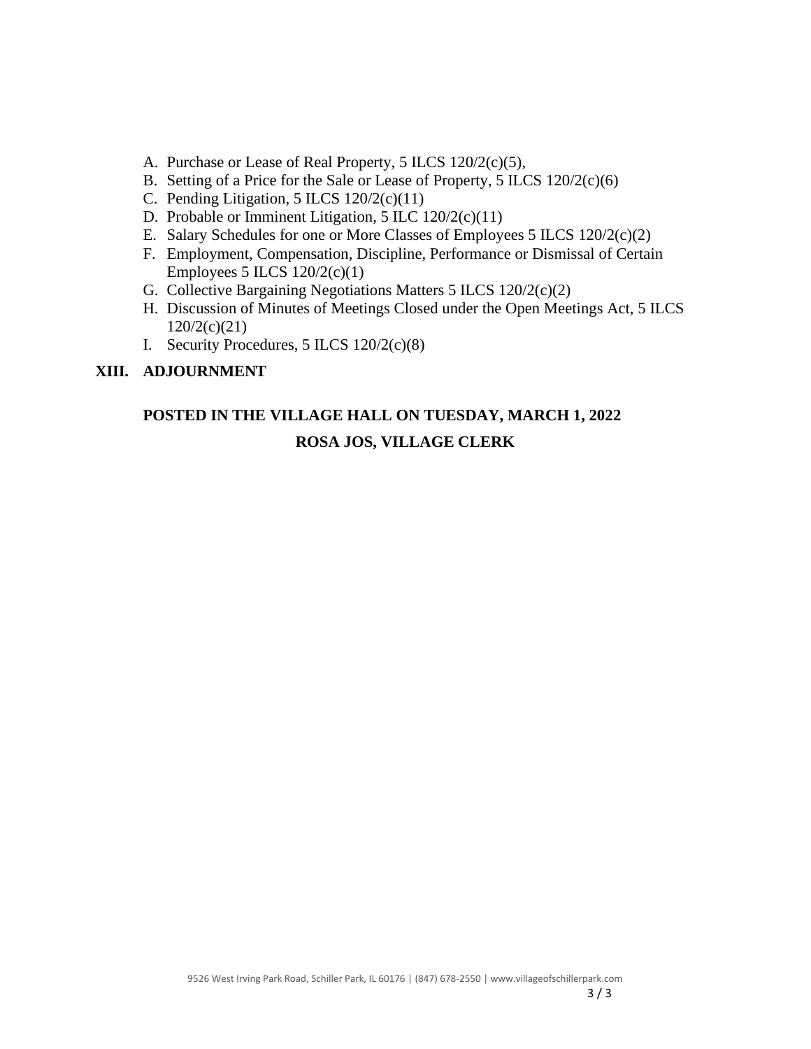A. Purchase or Lease of Real Property, 5 ILCS 120/2(c)(5),
B. Setting of a Price for the Sale or Lease of Property, 5 ILCS 120/2(c)(6)
C. Pending Litigation, 5 ILCS 120/2(c)(11)
D. Probable or Imminent Litigation, 5 ILC 120/2(c)(11)
E. Salary Schedules for one or More Classes of Employees 5 ILCS 120/2(c)(2)
F. Employment, Compensation, Discipline, Performance or Dismissal of Certain Employees 5 ILCS 120/2(c)(1)
G. Collective Bargaining Negotiations Matters 5 ILCS 120/2(c)(2)
H. Discussion of Minutes of Meetings Closed under the Open Meetings Act, 5 ILCS 120/2(c)(21)
I. Security Procedures, 5 ILCS 120/2(c)(8)

**XIII. ADJOURNMENT**

**POSTED IN THE VILLAGE HALL ON TUESDAY, MARCH 1, 2022**

**ROSA JOS, VILLAGE CLERK**